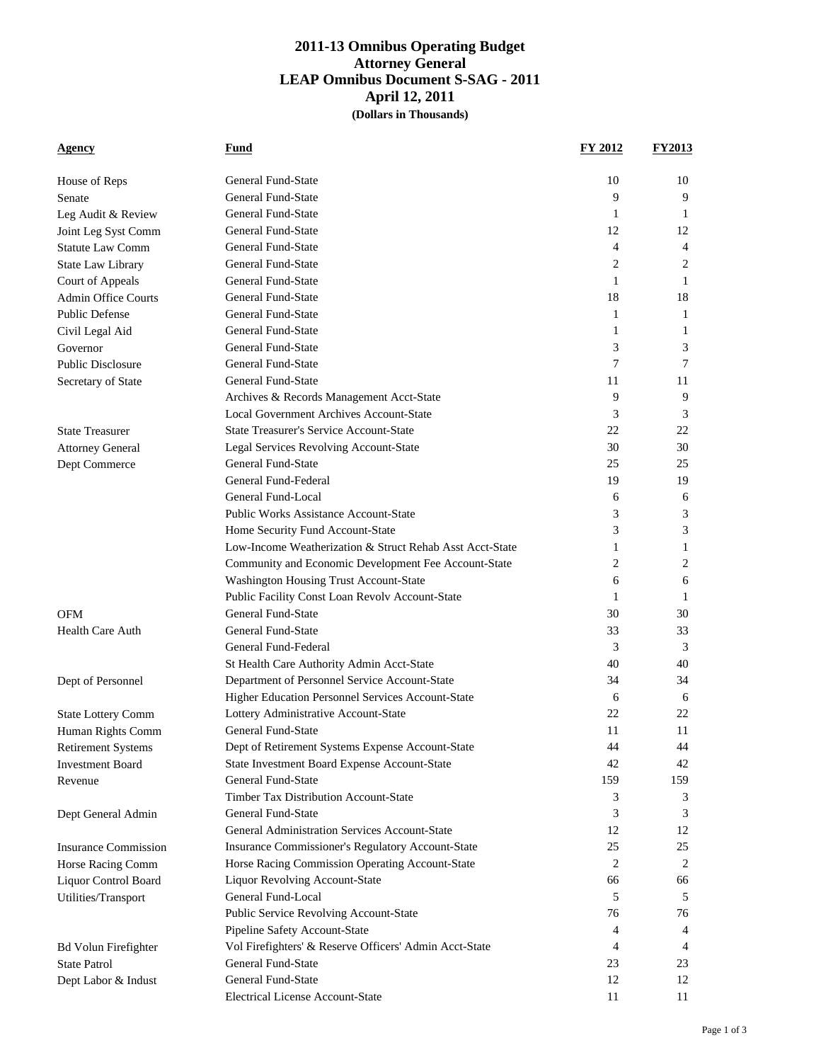# 2011-13 Omnibus Operating Budget
## Attorney General
## LEAP Omnibus Document S-SAG - 2011
## April 12, 2011
**(Dollars in Thousands)**

| Agency | Fund | FY 2012 | FY2013 |
|---|---|---|---|
| House of Reps | General Fund-State | 10 | 10 |
| Senate | General Fund-State | 9 | 9 |
| Leg Audit & Review | General Fund-State | 1 | 1 |
| Joint Leg Syst Comm | General Fund-State | 12 | 12 |
| Statute Law Comm | General Fund-State | 4 | 4 |
| State Law Library | General Fund-State | 2 | 2 |
| Court of Appeals | General Fund-State | 1 | 1 |
| Admin Office Courts | General Fund-State | 18 | 18 |
| Public Defense | General Fund-State | 1 | 1 |
| Civil Legal Aid | General Fund-State | 1 | 1 |
| Governor | General Fund-State | 3 | 3 |
| Public Disclosure | General Fund-State | 7 | 7 |
| Secretary of State | General Fund-State | 11 | 11 |
| | Archives & Records Management Acct-State | 9 | 9 |
| | Local Government Archives Account-State | 3 | 3 |
| State Treasurer | State Treasurer's Service Account-State | 22 | 22 |
| Attorney General | Legal Services Revolving Account-State | 30 | 30 |
| Dept Commerce | General Fund-State | 25 | 25 |
| | General Fund-Federal | 19 | 19 |
| | General Fund-Local | 6 | 6 |
| | Public Works Assistance Account-State | 3 | 3 |
| | Home Security Fund Account-State | 3 | 3 |
| | Low-Income Weatherization & Struct Rehab Asst Acct-State | 1 | 1 |
| | Community and Economic Development Fee Account-State | 2 | 2 |
| | Washington Housing Trust Account-State | 6 | 6 |
| | Public Facility Const Loan Revolv Account-State | 1 | 1 |
| OFM | General Fund-State | 30 | 30 |
| Health Care Auth | General Fund-State | 33 | 33 |
| | General Fund-Federal | 3 | 3 |
| | St Health Care Authority Admin Acct-State | 40 | 40 |
| Dept of Personnel | Department of Personnel Service Account-State | 34 | 34 |
| | Higher Education Personnel Services Account-State | 6 | 6 |
| State Lottery Comm | Lottery Administrative Account-State | 22 | 22 |
| Human Rights Comm | General Fund-State | 11 | 11 |
| Retirement Systems | Dept of Retirement Systems Expense Account-State | 44 | 44 |
| Investment Board | State Investment Board Expense Account-State | 42 | 42 |
| Revenue | General Fund-State | 159 | 159 |
| | Timber Tax Distribution Account-State | 3 | 3 |
| Dept General Admin | General Fund-State | 3 | 3 |
| | General Administration Services Account-State | 12 | 12 |
| Insurance Commission | Insurance Commissioner's Regulatory Account-State | 25 | 25 |
| Horse Racing Comm | Horse Racing Commission Operating Account-State | 2 | 2 |
| Liquor Control Board | Liquor Revolving Account-State | 66 | 66 |
| Utilities/Transport | General Fund-Local | 5 | 5 |
| | Public Service Revolving Account-State | 76 | 76 |
| | Pipeline Safety Account-State | 4 | 4 |
| Bd Volun Firefighter | Vol Firefighters' & Reserve Officers' Admin Acct-State | 4 | 4 |
| State Patrol | General Fund-State | 23 | 23 |
| Dept Labor & Indust | General Fund-State | 12 | 12 |
| | Electrical License Account-State | 11 | 11 |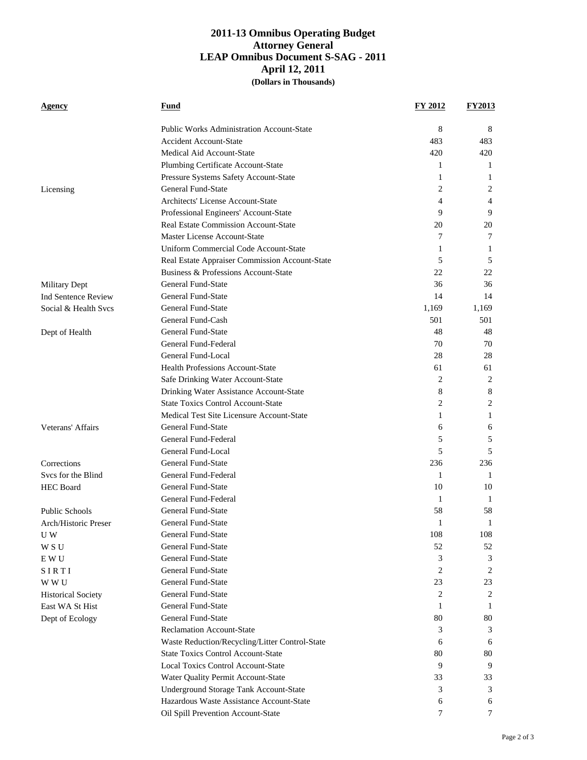# 2011-13 Omnibus Operating Budget
## Attorney General
## LEAP Omnibus Document S-SAG - 2011
## April 12, 2011
### (Dollars in Thousands)

| Agency | Fund | FY 2012 | FY2013 |
|---|---|---|---|
| | Public Works Administration Account-State | 8 | 8 |
| | Accident Account-State | 483 | 483 |
| | Medical Aid Account-State | 420 | 420 |
| | Plumbing Certificate Account-State | 1 | 1 |
| | Pressure Systems Safety Account-State | 1 | 1 |
| Licensing | General Fund-State | 2 | 2 |
| | Architects' License Account-State | 4 | 4 |
| | Professional Engineers' Account-State | 9 | 9 |
| | Real Estate Commission Account-State | 20 | 20 |
| | Master License Account-State | 7 | 7 |
| | Uniform Commercial Code Account-State | 1 | 1 |
| | Real Estate Appraiser Commission Account-State | 5 | 5 |
| | Business & Professions Account-State | 22 | 22 |
| Military Dept | General Fund-State | 36 | 36 |
| Ind Sentence Review | General Fund-State | 14 | 14 |
| Social & Health Svcs | General Fund-State | 1,169 | 1,169 |
| | General Fund-Cash | 501 | 501 |
| Dept of Health | General Fund-State | 48 | 48 |
| | General Fund-Federal | 70 | 70 |
| | General Fund-Local | 28 | 28 |
| | Health Professions Account-State | 61 | 61 |
| | Safe Drinking Water Account-State | 2 | 2 |
| | Drinking Water Assistance Account-State | 8 | 8 |
| | State Toxics Control Account-State | 2 | 2 |
| | Medical Test Site Licensure Account-State | 1 | 1 |
| Veterans' Affairs | General Fund-State | 6 | 6 |
| | General Fund-Federal | 5 | 5 |
| | General Fund-Local | 5 | 5 |
| Corrections | General Fund-State | 236 | 236 |
| Svcs for the Blind | General Fund-Federal | 1 | 1 |
| HEC Board | General Fund-State | 10 | 10 |
| | General Fund-Federal | 1 | 1 |
| Public Schools | General Fund-State | 58 | 58 |
| Arch/Historic Preser | General Fund-State | 1 | 1 |
| U W | General Fund-State | 108 | 108 |
| W S U | General Fund-State | 52 | 52 |
| E W U | General Fund-State | 3 | 3 |
| S I R T I | General Fund-State | 2 | 2 |
| W W U | General Fund-State | 23 | 23 |
| Historical Society | General Fund-State | 2 | 2 |
| East WA St Hist | General Fund-State | 1 | 1 |
| Dept of Ecology | General Fund-State | 80 | 80 |
| | Reclamation Account-State | 3 | 3 |
| | Waste Reduction/Recycling/Litter Control-State | 6 | 6 |
| | State Toxics Control Account-State | 80 | 80 |
| | Local Toxics Control Account-State | 9 | 9 |
| | Water Quality Permit Account-State | 33 | 33 |
| | Underground Storage Tank Account-State | 3 | 3 |
| | Hazardous Waste Assistance Account-State | 6 | 6 |
| | Oil Spill Prevention Account-State | 7 | 7 |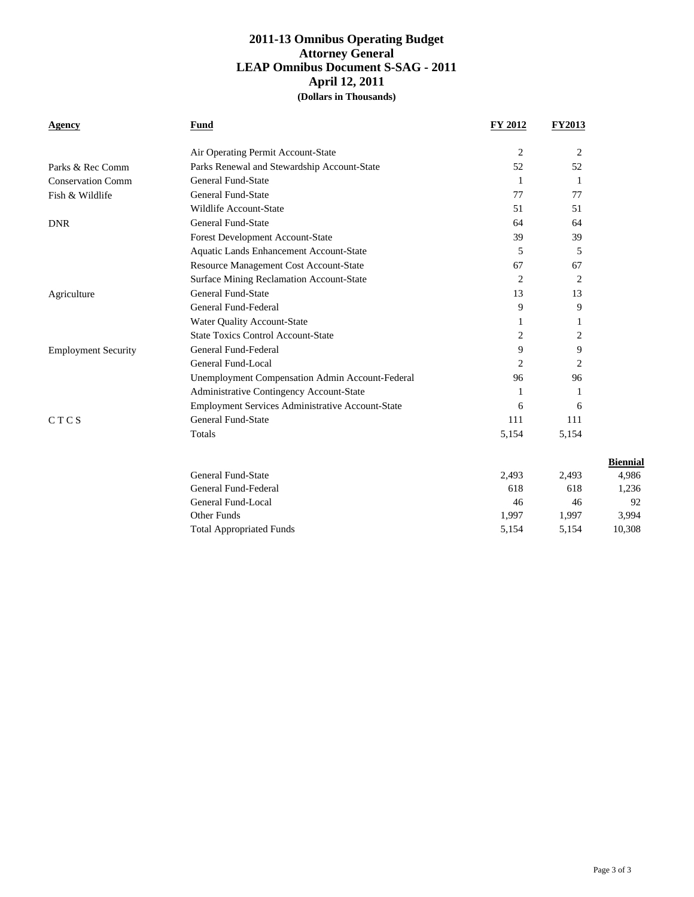# 2011-13 Omnibus Operating Budget
## Attorney General
## LEAP Omnibus Document S-SAG - 2011
## April 12, 2011
### (Dollars in Thousands)

| Agency | Fund | FY 2012 | FY2013 | |
|---|---|---|---|---|
| | Air Operating Permit Account-State | 2 | 2 | |
| Parks & Rec Comm | Parks Renewal and Stewardship Account-State | 52 | 52 | |
| Conservation Comm | General Fund-State | 1 | 1 | |
| Fish & Wildlife | General Fund-State | 77 | 77 | |
| | Wildlife Account-State | 51 | 51 | |
| DNR | General Fund-State | 64 | 64 | |
| | Forest Development Account-State | 39 | 39 | |
| | Aquatic Lands Enhancement Account-State | 5 | 5 | |
| | Resource Management Cost Account-State | 67 | 67 | |
| | Surface Mining Reclamation Account-State | 2 | 2 | |
| Agriculture | General Fund-State | 13 | 13 | |
| | General Fund-Federal | 9 | 9 | |
| | Water Quality Account-State | 1 | 1 | |
| | State Toxics Control Account-State | 2 | 2 | |
| Employment Security | General Fund-Federal | 9 | 9 | |
| | General Fund-Local | 2 | 2 | |
| | Unemployment Compensation Admin Account-Federal | 96 | 96 | |
| | Administrative Contingency Account-State | 1 | 1 | |
| | Employment Services Administrative Account-State | 6 | 6 | |
| C T C S | General Fund-State | 111 | 111 | |
| | Totals | 5,154 | 5,154 | |
| | | | | **Biennial** |
| | General Fund-State | 2,493 | 2,493 | 4,986 |
| | General Fund-Federal | 618 | 618 | 1,236 |
| | General Fund-Local | 46 | 46 | 92 |
| | Other Funds | 1,997 | 1,997 | 3,994 |
| | Total Appropriated Funds | 5,154 | 5,154 | 10,308 |